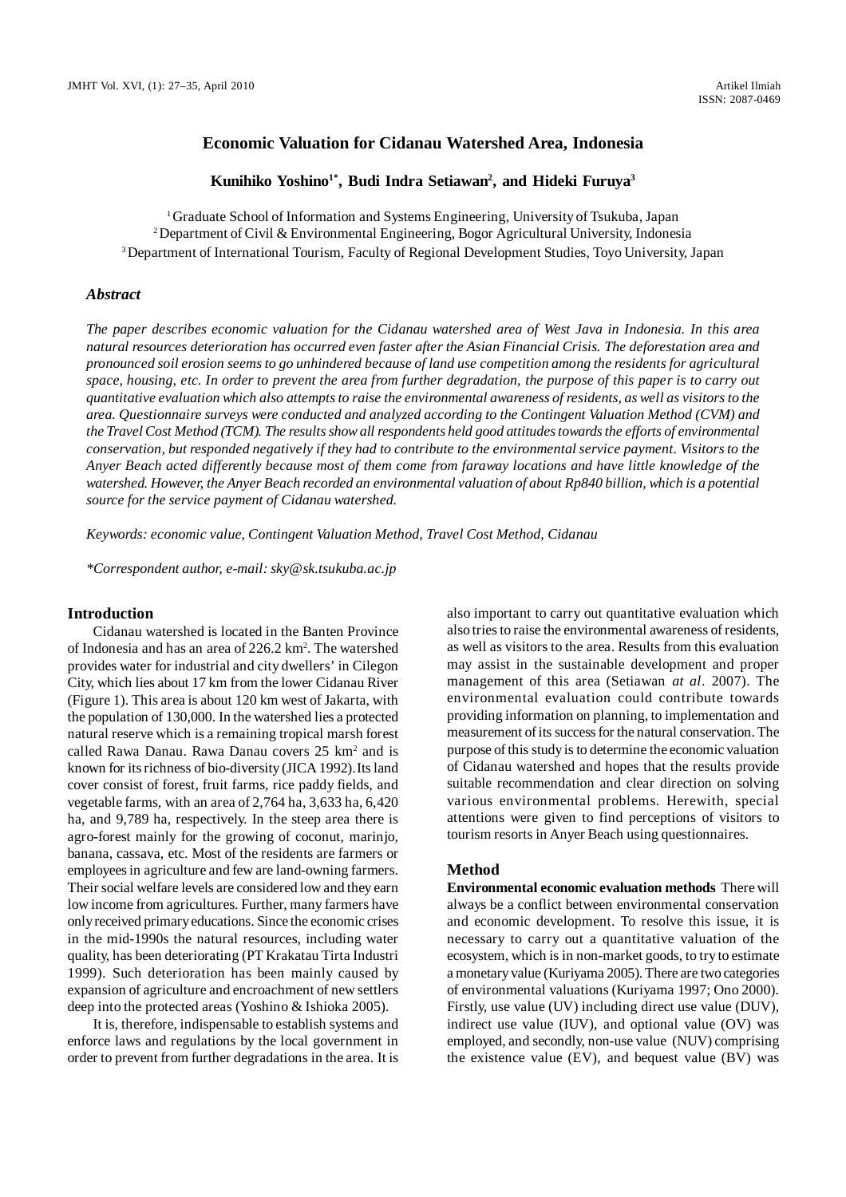# Economic Valuation for Cidanau Watershed Area, Indonesia

**Kunihiko Yoshino[1*], Budi Indra Setiawan[2], and Hideki Furuya[3]**

[1] Graduate School of Information and Systems Engineering, University of Tsukuba, Japan
[2] Department of Civil & Environmental Engineering, Bogor Agricultural University, Indonesia
[3] Department of International Tourism, Faculty of Regional Development Studies, Toyo University, Japan

### *Abstract*

*The paper describes economic valuation for the Cidanau watershed area of West Java in Indonesia. In this area natural resources deterioration has occurred even faster after the Asian Financial Crisis. The deforestation area and pronounced soil erosion seems to go unhindered because of land use competition among the residents for agricultural space, housing, etc. In order to prevent the area from further degradation, the purpose of this paper is to carry out quantitative evaluation which also attempts to raise the environmental awareness of residents, as well as visitors to the area. Questionnaire surveys were conducted and analyzed according to the Contingent Valuation Method (CVM) and the Travel Cost Method (TCM). The results show all respondents held good attitudes towards the efforts of environmental conservation, but responded negatively if they had to contribute to the environmental service payment. Visitors to the Anyer Beach acted differently because most of them come from faraway locations and have little knowledge of the watershed. However, the Anyer Beach recorded an environmental valuation of about Rp840 billion, which is a potential source for the service payment of Cidanau watershed.*

*Keywords: economic value, Contingent Valuation Method, Travel Cost Method, Cidanau*

*\*Correspondent author, e-mail: sky@sk.tsukuba.ac.jp*

## Introduction

Cidanau watershed is located in the Banten Province of Indonesia and has an area of 226.2 km$^2$. The watershed provides water for industrial and city dwellers' in Cilegon City, which lies about 17 km from the lower Cidanau River (Figure 1). This area is about 120 km west of Jakarta, with the population of 130,000. In the watershed lies a protected natural reserve which is a remaining tropical marsh forest called Rawa Danau. Rawa Danau covers 25 km$^2$ and is known for its richness of bio-diversity (JICA 1992). Its land cover consist of forest, fruit farms, rice paddy fields, and vegetable farms, with an area of 2,764 ha, 3,633 ha, 6,420 ha, and 9,789 ha, respectively. In the steep area there is agro-forest mainly for the growing of coconut, marinjo, banana, cassava, etc. Most of the residents are farmers or employees in agriculture and few are land-owning farmers. Their social welfare levels are considered low and they earn low income from agricultures. Further, many farmers have only received primary educations. Since the economic crises in the mid-1990s the natural resources, including water quality, has been deteriorating (PT Krakatau Tirta Industri 1999). Such deterioration has been mainly caused by expansion of agriculture and encroachment of new settlers deep into the protected areas (Yoshino & Ishioka 2005).

It is, therefore, indispensable to establish systems and enforce laws and regulations by the local government in order to prevent from further degradations in the area. It is also important to carry out quantitative evaluation which also tries to raise the environmental awareness of residents, as well as visitors to the area. Results from this evaluation may assist in the sustainable development and proper management of this area (Setiawan *at al*. 2007). The environmental evaluation could contribute towards providing information on planning, to implementation and measurement of its success for the natural conservation. The purpose of this study is to determine the economic valuation of Cidanau watershed and hopes that the results provide suitable recommendation and clear direction on solving various environmental problems. Herewith, special attentions were given to find perceptions of visitors to tourism resorts in Anyer Beach using questionnaires.

## Method

**Environmental economic evaluation methods** There will always be a conflict between environmental conservation and economic development. To resolve this issue, it is necessary to carry out a quantitative valuation of the ecosystem, which is in non-market goods, to try to estimate a monetary value (Kuriyama 2005). There are two categories of environmental valuations (Kuriyama 1997; Ono 2000). Firstly, use value (UV) including direct use value (DUV), indirect use value (IUV), and optional value (OV) was employed, and secondly, non-use value (NUV) comprising the existence value (EV), and bequest value (BV) was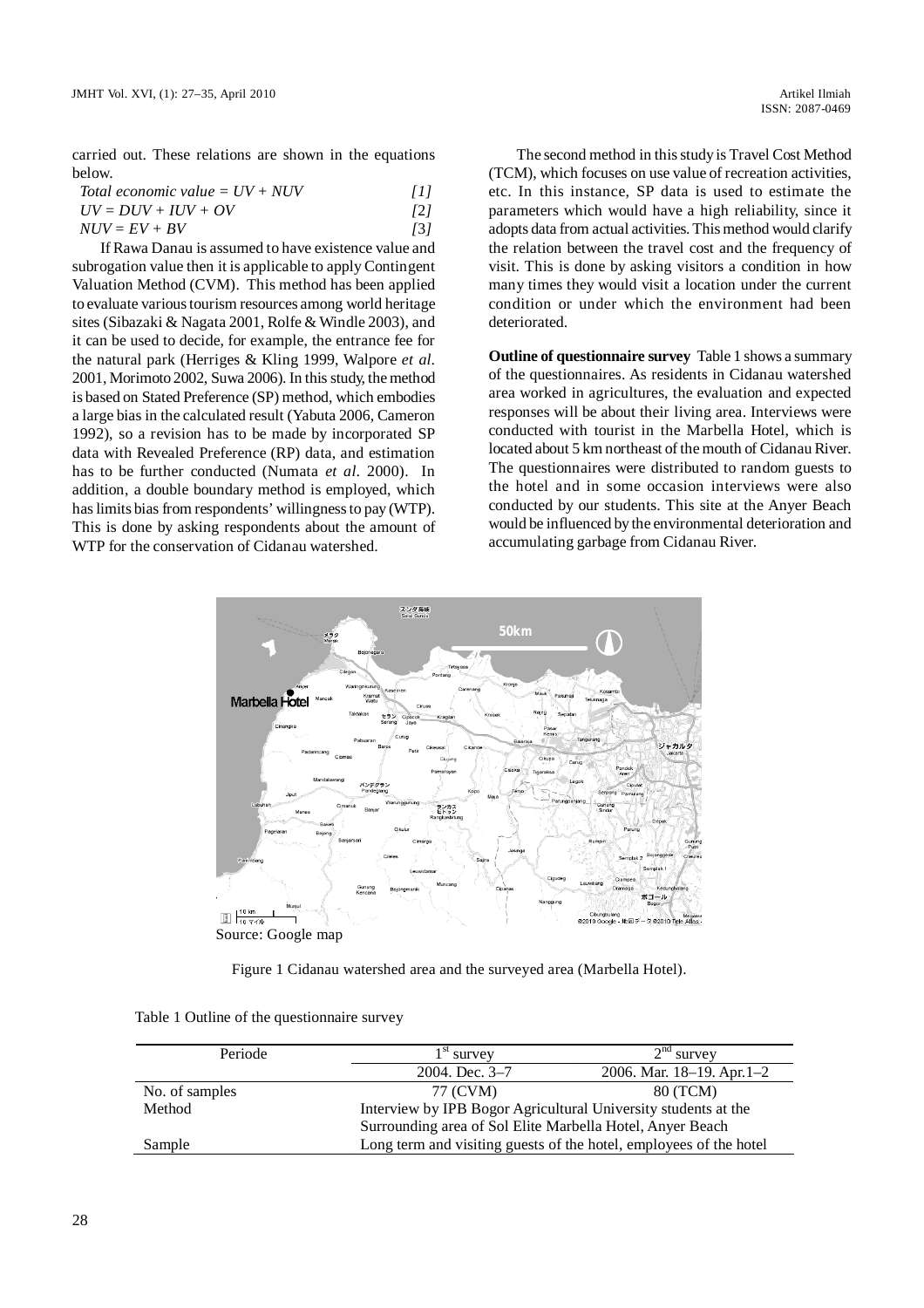carried out. These relations are shown in the equations below.

$$Total\ economic\ value = UV + NUV \quad [1]$$

$$UV = DUV + IUV + OV \quad [2]$$

$$NUV = EV + BV \quad [3]$$

If Rawa Danau is assumed to have existence value and subrogation value then it is applicable to apply Contingent Valuation Method (CVM). This method has been applied to evaluate various tourism resources among world heritage sites (Sibazaki & Nagata 2001, Rolfe & Windle 2003), and it can be used to decide, for example, the entrance fee for the natural park (Herriges & Kling 1999, Walpore *et al*. 2001, Morimoto 2002, Suwa 2006). In this study, the method is based on Stated Preference (SP) method, which embodies a large bias in the calculated result (Yabuta 2006, Cameron 1992), so a revision has to be made by incorporated SP data with Revealed Preference (RP) data, and estimation has to be further conducted (Numata *et al*. 2000). In addition, a double boundary method is employed, which has limits bias from respondents' willingness to pay (WTP). This is done by asking respondents about the amount of WTP for the conservation of Cidanau watershed.

The second method in this study is Travel Cost Method (TCM), which focuses on use value of recreation activities, etc. In this instance, SP data is used to estimate the parameters which would have a high reliability, since it adopts data from actual activities. This method would clarify the relation between the travel cost and the frequency of visit. This is done by asking visitors a condition in how many times they would visit a location under the current condition or under which the environment had been deteriorated.

**Outline of questionnaire survey** Table 1 shows a summary of the questionnaires. As residents in Cidanau watershed area worked in agricultures, the evaluation and expected responses will be about their living area. Interviews were conducted with tourist in the Marbella Hotel, which is located about 5 km northeast of the mouth of Cidanau River. The questionnaires were distributed to random guests to the hotel and in some occasion interviews were also conducted by our students. This site at the Anyer Beach would be influenced by the environmental deterioration and accumulating garbage from Cidanau River.

Source: Google map

Figure 1 Cidanau watershed area and the surveyed area (Marbella Hotel).

Table 1 Outline of the questionnaire survey

| Periode | 1st survey | 2nd survey |
|---|---|---|
| | 2004. Dec. 3–7 | 2006. Mar. 18–19. Apr.1–2 |
| No. of samples | 77 (CVM) | 80 (TCM) |
| Method | Interview by IPB Bogor Agricultural University students at the Surrounding area of Sol Elite Marbella Hotel, Anyer Beach | |
| Sample | Long term and visiting guests of the hotel, employees of the hotel | |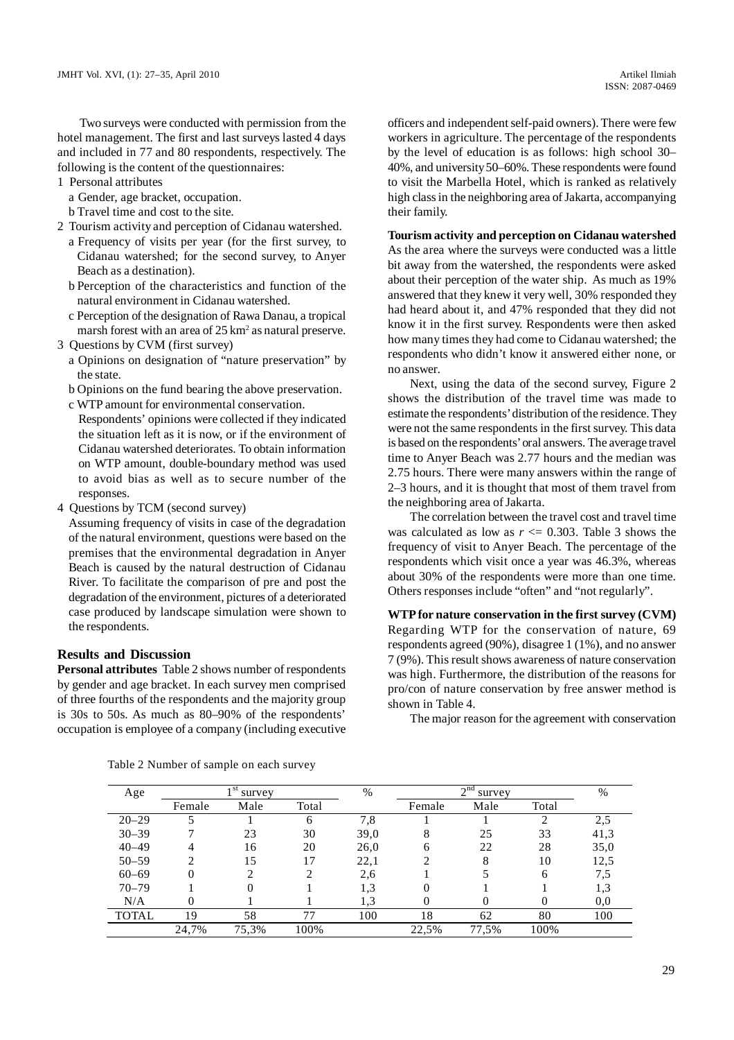Two surveys were conducted with permission from the hotel management. The first and last surveys lasted 4 days and included in 77 and 80 respondents, respectively. The following is the content of the questionnaires:

1 Personal attributes
   a Gender, age bracket, occupation.
   b Travel time and cost to the site.
2 Tourism activity and perception of Cidanau watershed.
   a Frequency of visits per year (for the first survey, to Cidanau watershed; for the second survey, to Anyer Beach as a destination).
   b Perception of the characteristics and function of the natural environment in Cidanau watershed.
   c Perception of the designation of Rawa Danau, a tropical marsh forest with an area of 25 $km^2$ as natural preserve.
3 Questions by CVM (first survey)
   a Opinions on designation of "nature preservation" by the state.
   b Opinions on the fund bearing the above preservation.
   c WTP amount for environmental conservation.
   Respondents' opinions were collected if they indicated the situation left as it is now, or if the environment of Cidanau watershed deteriorates. To obtain information on WTP amount, double-boundary method was used to avoid bias as well as to secure number of the responses.
4 Questions by TCM (second survey)
   Assuming frequency of visits in case of the degradation of the natural environment, questions were based on the premises that the environmental degradation in Anyer Beach is caused by the natural destruction of Cidanau River. To facilitate the comparison of pre and post the degradation of the environment, pictures of a deteriorated case produced by landscape simulation were shown to the respondents.

## Results and Discussion

**Personal attributes** Table 2 shows number of respondents by gender and age bracket. In each survey men comprised of three fourths of the respondents and the majority group is 30s to 50s. As much as 80–90% of the respondents' occupation is employee of a company (including executive officers and independent self-paid owners). There were few workers in agriculture. The percentage of the respondents by the level of education is as follows: high school 30–40%, and university 50–60%. These respondents were found to visit the Marbella Hotel, which is ranked as relatively high class in the neighboring area of Jakarta, accompanying their family.

**Tourism activity and perception on Cidanau watershed** As the area where the surveys were conducted was a little bit away from the watershed, the respondents were asked about their perception of the water ship. As much as 19% answered that they knew it very well, 30% responded they had heard about it, and 47% responded that they did not know it in the first survey. Respondents were then asked how many times they had come to Cidanau watershed; the respondents who didn't know it answered either none, or no answer.

Next, using the data of the second survey, Figure 2 shows the distribution of the travel time was made to estimate the respondents' distribution of the residence. They were not the same respondents in the first survey. This data is based on the respondents' oral answers. The average travel time to Anyer Beach was 2.77 hours and the median was 2.75 hours. There were many answers within the range of 2–3 hours, and it is thought that most of them travel from the neighboring area of Jakarta.

The correlation between the travel cost and travel time was calculated as low as $r <= 0.303$. Table 3 shows the frequency of visit to Anyer Beach. The percentage of the respondents which visit once a year was 46.3%, whereas about 30% of the respondents were more than one time. Others responses include "often" and "not regularly".

**WTP for nature conservation in the first survey (CVM)** Regarding WTP for the conservation of nature, 69 respondents agreed (90%), disagree 1 (1%), and no answer 7 (9%). This result shows awareness of nature conservation was high. Furthermore, the distribution of the reasons for pro/con of nature conservation by free answer method is shown in Table 4.

The major reason for the agreement with conservation

Table 2 Number of sample on each survey

| Age | 1st survey | | | % | 2nd survey | | | % |
|---|---|---|---|---|---|---|---|---|
| | Female | Male | Total | | Female | Male | Total | |
| 20–29 | 5 | 1 | 6 | 7,8 | 1 | 1 | 2 | 2,5 |
| 30–39 | 7 | 23 | 30 | 39,0 | 8 | 25 | 33 | 41,3 |
| 40–49 | 4 | 16 | 20 | 26,0 | 6 | 22 | 28 | 35,0 |
| 50–59 | 2 | 15 | 17 | 22,1 | 2 | 8 | 10 | 12,5 |
| 60–69 | 0 | 2 | 2 | 2,6 | 1 | 5 | 6 | 7,5 |
| 70–79 | 1 | 0 | 1 | 1,3 | 0 | 1 | 1 | 1,3 |
| N/A | 0 | 1 | 1 | 1,3 | 0 | 0 | 0 | 0,0 |
| TOTAL | 19 | 58 | 77 | 100 | 18 | 62 | 80 | 100 |
| | 24,7% | 75,3% | 100% | | 22,5% | 77,5% | 100% | |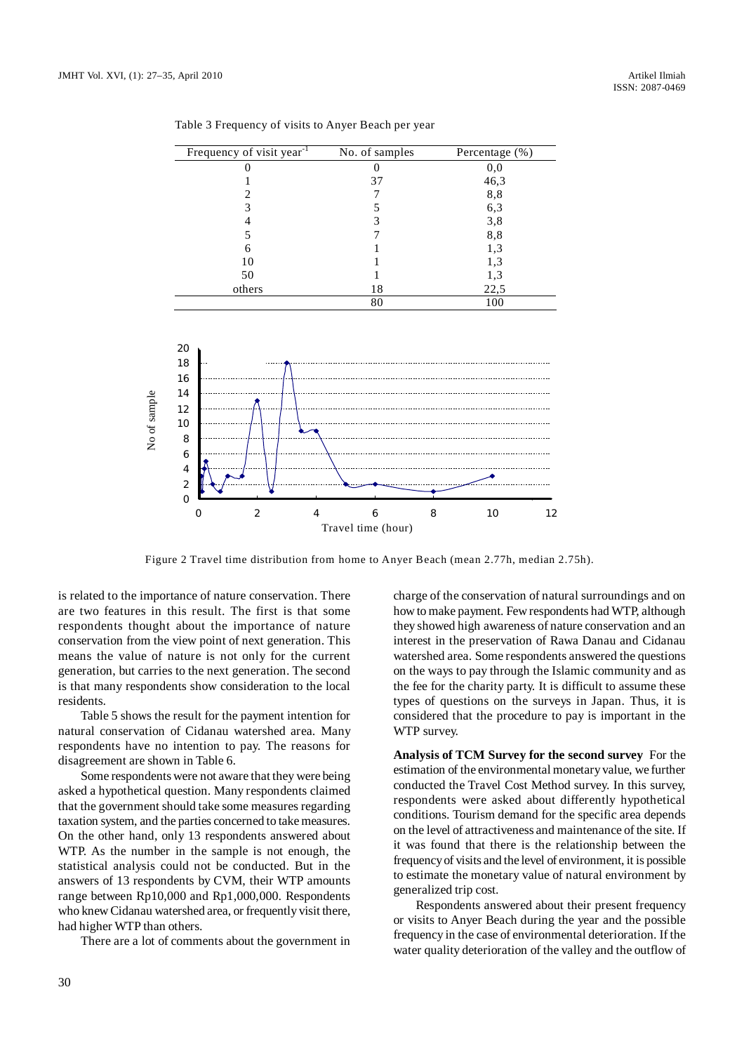Table 3 Frequency of visits to Anyer Beach per year

| Frequency of visit year$^{-1}$ | No. of samples | Percentage (%) |
|---|---|---|
| 0 | 0 | 0,0 |
| 1 | 37 | 46,3 |
| 2 | 7 | 8,8 |
| 3 | 5 | 6,3 |
| 4 | 3 | 3,8 |
| 5 | 7 | 8,8 |
| 6 | 1 | 1,3 |
| 10 | 1 | 1,3 |
| 50 | 1 | 1,3 |
| others | 18 | 22,5 |
| | 80 | 100 |

Figure 2 Travel time distribution from home to Anyer Beach (mean 2.77h, median 2.75h).

is related to the importance of nature conservation. There are two features in this result. The first is that some respondents thought about the importance of nature conservation from the view point of next generation. This means the value of nature is not only for the current generation, but carries to the next generation. The second is that many respondents show consideration to the local residents.

Table 5 shows the result for the payment intention for natural conservation of Cidanau watershed area. Many respondents have no intention to pay. The reasons for disagreement are shown in Table 6.

Some respondents were not aware that they were being asked a hypothetical question. Many respondents claimed that the government should take some measures regarding taxation system, and the parties concerned to take measures. On the other hand, only 13 respondents answered about WTP. As the number in the sample is not enough, the statistical analysis could not be conducted. But in the answers of 13 respondents by CVM, their WTP amounts range between Rp10,000 and Rp1,000,000. Respondents who knew Cidanau watershed area, or frequently visit there, had higher WTP than others.

There are a lot of comments about the government in charge of the conservation of natural surroundings and on how to make payment. Few respondents had WTP, although they showed high awareness of nature conservation and an interest in the preservation of Rawa Danau and Cidanau watershed area. Some respondents answered the questions on the ways to pay through the Islamic community and as the fee for the charity party. It is difficult to assume these types of questions on the surveys in Japan. Thus, it is considered that the procedure to pay is important in the WTP survey.

**Analysis of TCM Survey for the second survey** For the estimation of the environmental monetary value, we further conducted the Travel Cost Method survey. In this survey, respondents were asked about differently hypothetical conditions. Tourism demand for the specific area depends on the level of attractiveness and maintenance of the site. If it was found that there is the relationship between the frequency of visits and the level of environment, it is possible to estimate the monetary value of natural environment by generalized trip cost.

Respondents answered about their present frequency or visits to Anyer Beach during the year and the possible frequency in the case of environmental deterioration. If the water quality deterioration of the valley and the outflow of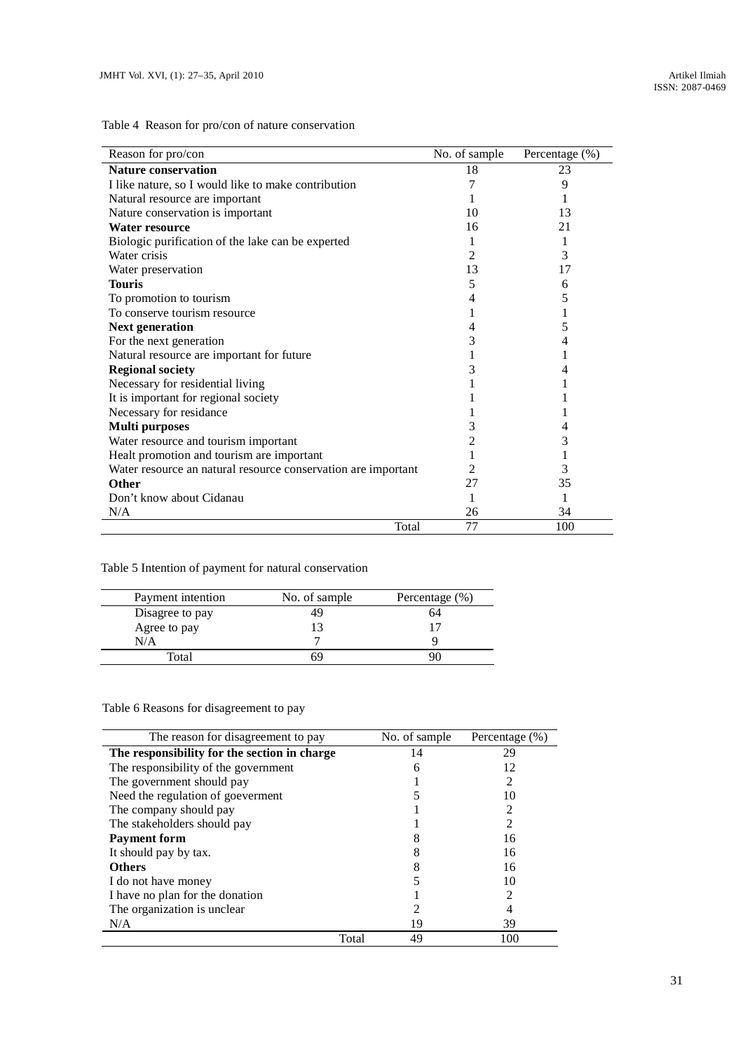Table 4 Reason for pro/con of nature conservation

| Reason for pro/con | No. of sample | Percentage (%) |
|---|---|---|
| **Nature conservation** | 18 | 23 |
| I like nature, so I would like to make contribution | 7 | 9 |
| Natural resource are important | 1 | 1 |
| Nature conservation is important | 10 | 13 |
| **Water resource** | 16 | 21 |
| Biologic purification of the lake can be experted | 1 | 1 |
| Water crisis | 2 | 3 |
| Water preservation | 13 | 17 |
| **Touris** | 5 | 6 |
| To promotion to tourism | 4 | 5 |
| To conserve tourism resource | 1 | 1 |
| **Next generation** | 4 | 5 |
| For the next generation | 3 | 4 |
| Natural resource are important for future | 1 | 1 |
| **Regional society** | 3 | 4 |
| Necessary for residential living | 1 | 1 |
| It is important for regional society | 1 | 1 |
| Necessary for residance | 1 | 1 |
| **Multi purposes** | 3 | 4 |
| Water resource and tourism important | 2 | 3 |
| Healt promotion and tourism are important | 1 | 1 |
| Water resource an natural resource conservation are important | 2 | 3 |
| **Other** | 27 | 35 |
| Don't know about Cidanau | 1 | 1 |
| N/A | 26 | 34 |
| Total | 77 | 100 |

Table 5 Intention of payment for natural conservation

| Payment intention | No. of sample | Percentage (%) |
|---|---|---|
| Disagree to pay | 49 | 64 |
| Agree to pay | 13 | 17 |
| N/A | 7 | 9 |
| Total | 69 | 90 |

Table 6 Reasons for disagreement to pay

| The reason for disagreement to pay | No. of sample | Percentage (%) |
|---|---|---|
| **The responsibility for the section in charge** | 14 | 29 |
| The responsibility of the government | 6 | 12 |
| The government should pay | 1 | 2 |
| Need the regulation of goeverment | 5 | 10 |
| The company should pay | 1 | 2 |
| The stakeholders should pay | 1 | 2 |
| **Payment form** | 8 | 16 |
| It should pay by tax. | 8 | 16 |
| **Others** | 8 | 16 |
| I do not have money | 5 | 10 |
| I have no plan for the donation | 1 | 2 |
| The organization is unclear | 2 | 4 |
| N/A | 19 | 39 |
| Total | 49 | 100 |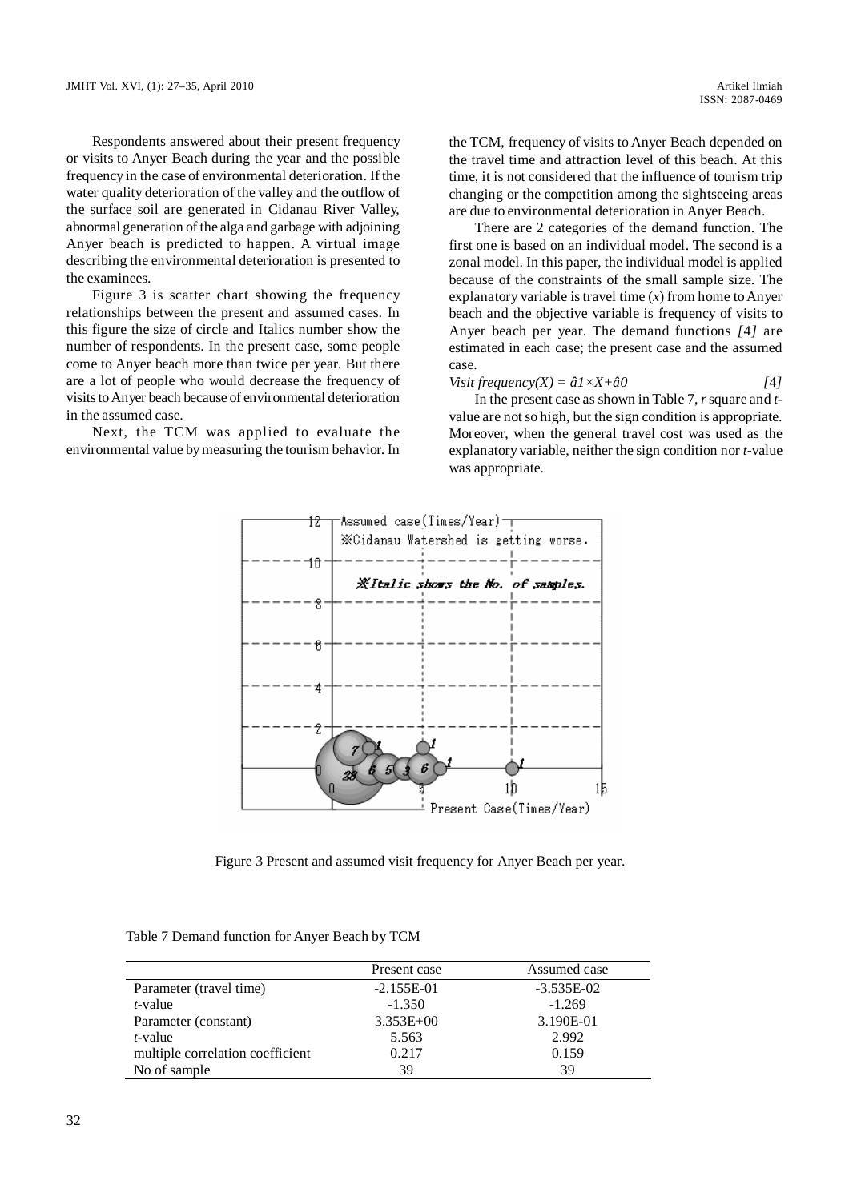Respondents answered about their present frequency or visits to Anyer Beach during the year and the possible frequency in the case of environmental deterioration. If the water quality deterioration of the valley and the outflow of the surface soil are generated in Cidanau River Valley, abnormal generation of the alga and garbage with adjoining Anyer beach is predicted to happen. A virtual image describing the environmental deterioration is presented to the examinees.

Figure 3 is scatter chart showing the frequency relationships between the present and assumed cases. In this figure the size of circle and Italics number show the number of respondents. In the present case, some people come to Anyer beach more than twice per year. But there are a lot of people who would decrease the frequency of visits to Anyer beach because of environmental deterioration in the assumed case.

Next, the TCM was applied to evaluate the environmental value by measuring the tourism behavior. In the TCM, frequency of visits to Anyer Beach depended on the travel time and attraction level of this beach. At this time, it is not considered that the influence of tourism trip changing or the competition among the sightseeing areas are due to environmental deterioration in Anyer Beach.

There are 2 categories of the demand function. The first one is based on an individual model. The second is a zonal model. In this paper, the individual model is applied because of the constraints of the small sample size. The explanatory variable is travel time ($x$) from home to Anyer beach and the objective variable is frequency of visits to Anyer beach per year. The demand functions *[4]* are estimated in each case; the present case and the assumed case.

$$\textit{Visit frequency}(X) = \hat{a}1 \times X + \hat{a}0 \qquad [4]$$

In the present case as shown in Table 7, $r$ square and $t$-value are not so high, but the sign condition is appropriate. Moreover, when the general travel cost was used as the explanatory variable, neither the sign condition nor $t$-value was appropriate.

Figure 3 Present and assumed visit frequency for Anyer Beach per year.

Table 7 Demand function for Anyer Beach by TCM

| | Present case | Assumed case |
|---|---|---|
| Parameter (travel time) | -2.155E-01 | -3.535E-02 |
| *t*-value | -1.350 | -1.269 |
| Parameter (constant) | 3.353E+00 | 3.190E-01 |
| *t*-value | 5.563 | 2.992 |
| multiple correlation coefficient | 0.217 | 0.159 |
| No of sample | 39 | 39 |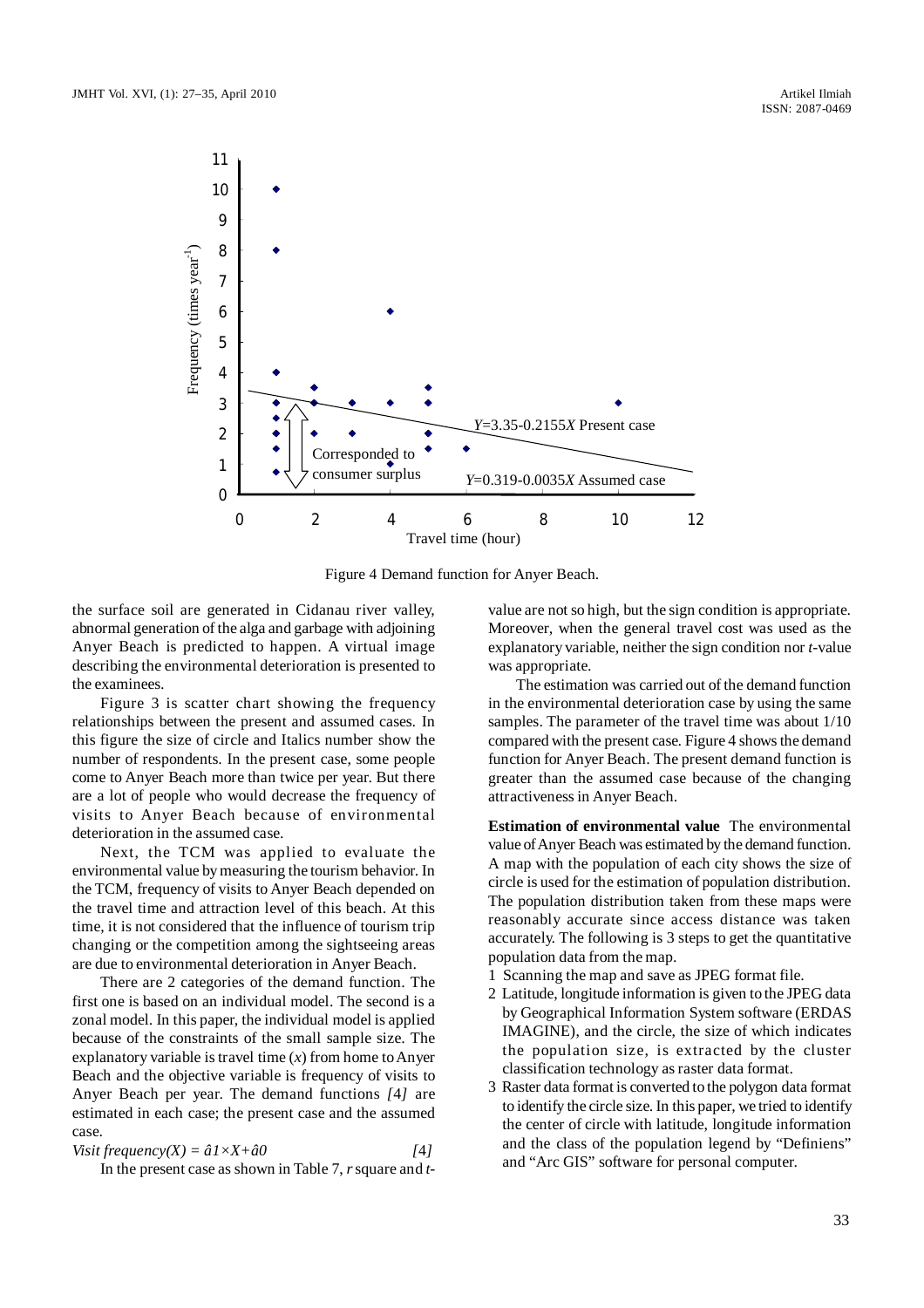Figure 4 Demand function for Anyer Beach.

the surface soil are generated in Cidanau river valley, abnormal generation of the alga and garbage with adjoining Anyer Beach is predicted to happen. A virtual image describing the environmental deterioration is presented to the examinees.

Figure 3 is scatter chart showing the frequency relationships between the present and assumed cases. In this figure the size of circle and Italics number show the number of respondents. In the present case, some people come to Anyer Beach more than twice per year. But there are a lot of people who would decrease the frequency of visits to Anyer Beach because of environmental deterioration in the assumed case.

Next, the TCM was applied to evaluate the environmental value by measuring the tourism behavior. In the TCM, frequency of visits to Anyer Beach depended on the travel time and attraction level of this beach. At this time, it is not considered that the influence of tourism trip changing or the competition among the sightseeing areas are due to environmental deterioration in Anyer Beach.

There are 2 categories of the demand function. The first one is based on an individual model. The second is a zonal model. In this paper, the individual model is applied because of the constraints of the small sample size. The explanatory variable is travel time ($x$) from home to Anyer Beach and the objective variable is frequency of visits to Anyer Beach per year. The demand functions *[4]* are estimated in each case; the present case and the assumed case.

$$\textit{Visit frequency}(X) = \hat{a}1 \times X + \hat{a}0 \qquad [4]$$

In the present case as shown in Table 7, *r* square and *t*-value are not so high, but the sign condition is appropriate. Moreover, when the general travel cost was used as the explanatory variable, neither the sign condition nor *t*-value was appropriate.

The estimation was carried out of the demand function in the environmental deterioration case by using the same samples. The parameter of the travel time was about 1/10 compared with the present case. Figure 4 shows the demand function for Anyer Beach. The present demand function is greater than the assumed case because of the changing attractiveness in Anyer Beach.

**Estimation of environmental value** The environmental value of Anyer Beach was estimated by the demand function. A map with the population of each city shows the size of circle is used for the estimation of population distribution. The population distribution taken from these maps were reasonably accurate since access distance was taken accurately. The following is 3 steps to get the quantitative population data from the map.

1. Scanning the map and save as JPEG format file.
2. Latitude, longitude information is given to the JPEG data by Geographical Information System software (ERDAS IMAGINE), and the circle, the size of which indicates the population size, is extracted by the cluster classification technology as raster data format.
3. Raster data format is converted to the polygon data format to identify the circle size. In this paper, we tried to identify the center of circle with latitude, longitude information and the class of the population legend by "Definiens" and "Arc GIS" software for personal computer.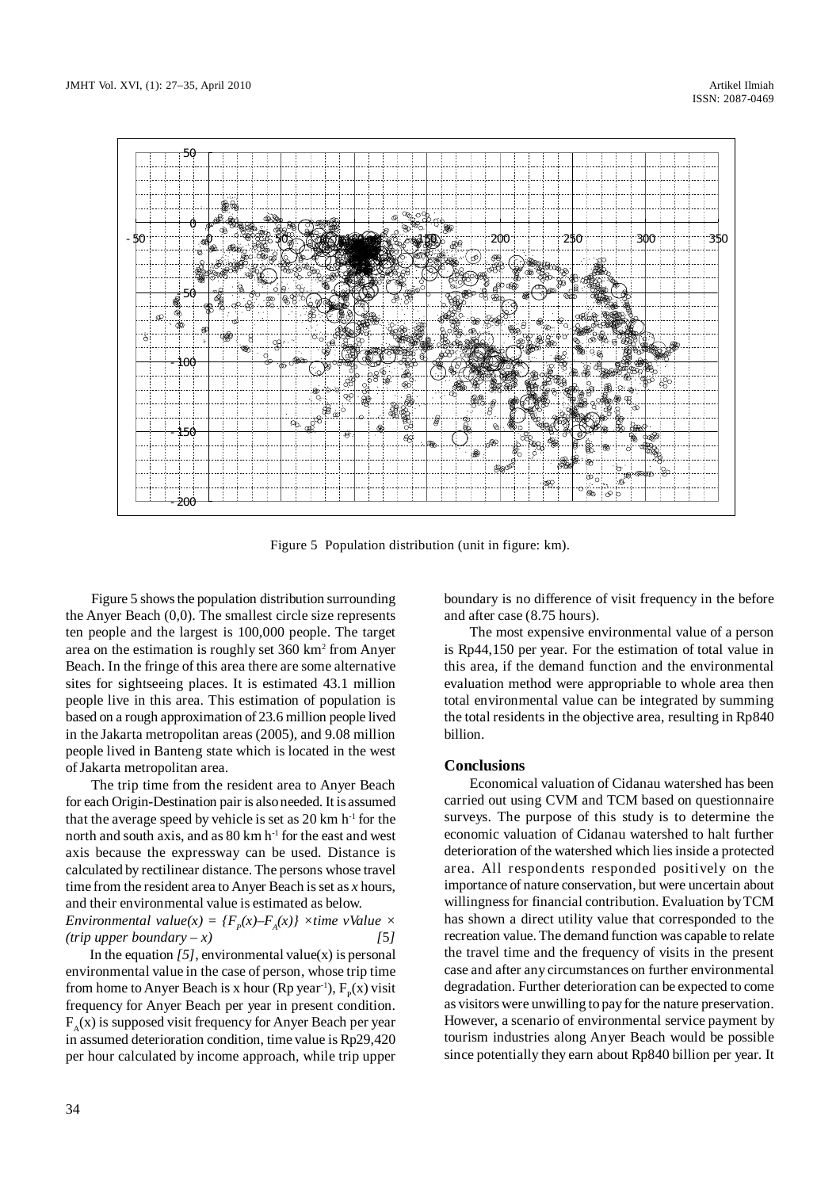Figure 5 Population distribution (unit in figure: km).

Figure 5 shows the population distribution surrounding the Anyer Beach (0,0). The smallest circle size represents ten people and the largest is 100,000 people. The target area on the estimation is roughly set 360 km$^2$ from Anyer Beach. In the fringe of this area there are some alternative sites for sightseeing places. It is estimated 43.1 million people live in this area. This estimation of population is based on a rough approximation of 23.6 million people lived in the Jakarta metropolitan areas (2005), and 9.08 million people lived in Banteng state which is located in the west of Jakarta metropolitan area.

The trip time from the resident area to Anyer Beach for each Origin-Destination pair is also needed. It is assumed that the average speed by vehicle is set as 20 km h$^{-1}$ for the north and south axis, and as 80 km h$^{-1}$ for the east and west axis because the expressway can be used. Distance is calculated by rectilinear distance. The persons whose travel time from the resident area to Anyer Beach is set as *x* hours, and their environmental value is estimated as below.

*Environmental value(x) = {$F_p(x)$–$F_A(x)$} ×time vValue × (trip upper boundary – x)* [5]

In the equation *[5]*, environmental value(x) is personal environmental value in the case of person, whose trip time from home to Anyer Beach is x hour (Rp year$^{-1}$), $F_p(x)$ visit frequency for Anyer Beach per year in present condition. $F_A(x)$ is supposed visit frequency for Anyer Beach per year in assumed deterioration condition, time value is Rp29,420 per hour calculated by income approach, while trip upper boundary is no difference of visit frequency in the before and after case (8.75 hours).

The most expensive environmental value of a person is Rp44,150 per year. For the estimation of total value in this area, if the demand function and the environmental evaluation method were appropriable to whole area then total environmental value can be integrated by summing the total residents in the objective area, resulting in Rp840 billion.

## Conclusions

Economical valuation of Cidanau watershed has been carried out using CVM and TCM based on questionnaire surveys. The purpose of this study is to determine the economic valuation of Cidanau watershed to halt further deterioration of the watershed which lies inside a protected area. All respondents responded positively on the importance of nature conservation, but were uncertain about willingness for financial contribution. Evaluation by TCM has shown a direct utility value that corresponded to the recreation value. The demand function was capable to relate the travel time and the frequency of visits in the present case and after any circumstances on further environmental degradation. Further deterioration can be expected to come as visitors were unwilling to pay for the nature preservation. However, a scenario of environmental service payment by tourism industries along Anyer Beach would be possible since potentially they earn about Rp840 billion per year. It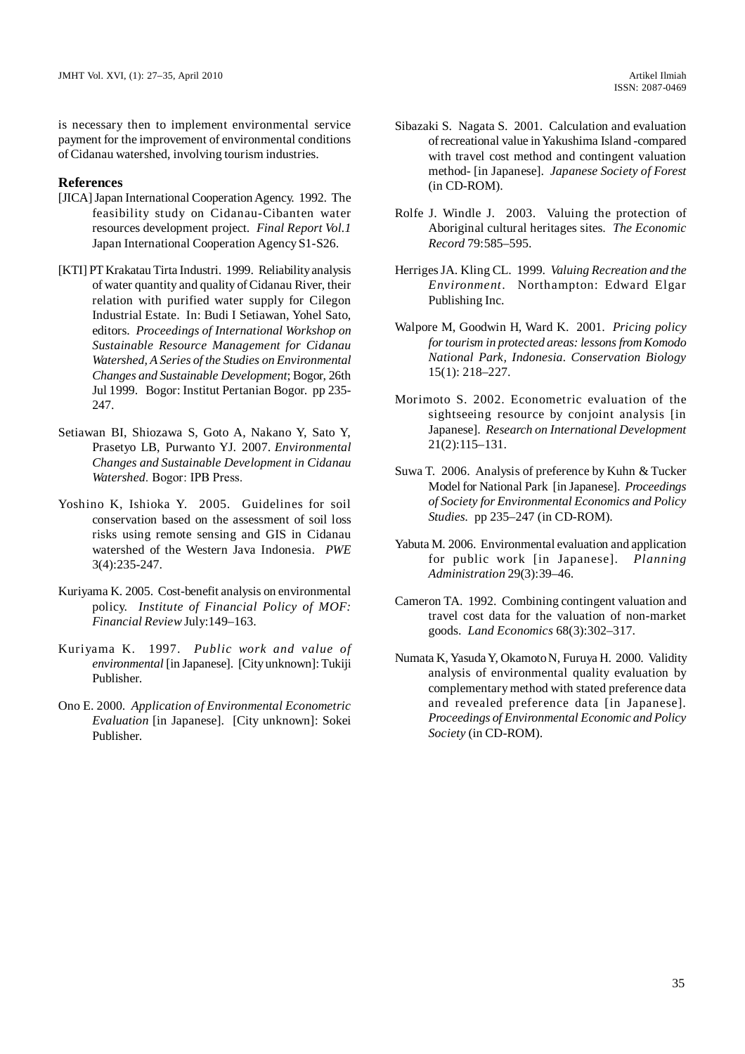is necessary then to implement environmental service payment for the improvement of environmental conditions of Cidanau watershed, involving tourism industries.

## References

[JICA] Japan International Cooperation Agency. 1992. The feasibility study on Cidanau-Cibanten water resources development project. *Final Report Vol.1* Japan International Cooperation Agency S1-S26.

[KTI] PT Krakatau Tirta Industri. 1999. Reliability analysis of water quantity and quality of Cidanau River, their relation with purified water supply for Cilegon Industrial Estate. In: Budi I Setiawan, Yohel Sato, editors. *Proceedings of International Workshop on Sustainable Resource Management for Cidanau Watershed, A Series of the Studies on Environmental Changes and Sustainable Development*; Bogor, 26th Jul 1999. Bogor: Institut Pertanian Bogor. pp 235-247.

Setiawan BI, Shiozawa S, Goto A, Nakano Y, Sato Y, Prasetyo LB, Purwanto YJ. 2007. *Environmental Changes and Sustainable Development in Cidanau Watershed*. Bogor: IPB Press.

Yoshino K, Ishioka Y. 2005. Guidelines for soil conservation based on the assessment of soil loss risks using remote sensing and GIS in Cidanau watershed of the Western Java Indonesia. *PWE* 3(4):235-247.

Kuriyama K. 2005. Cost-benefit analysis on environmental policy. *Institute of Financial Policy of MOF: Financial Review* July:149–163.

Kuriyama K. 1997. *Public work and value of environmental* [in Japanese]. [City unknown]: Tukiji Publisher.

Ono E. 2000. *Application of Environmental Econometric Evaluation* [in Japanese]. [City unknown]: Sokei Publisher.

Sibazaki S. Nagata S. 2001. Calculation and evaluation of recreational value in Yakushima Island -compared with travel cost method and contingent valuation method- [in Japanese]. *Japanese Society of Forest* (in CD-ROM).

Rolfe J. Windle J. 2003. Valuing the protection of Aboriginal cultural heritages sites. *The Economic Record* 79:585–595.

Herriges JA. Kling CL. 1999. *Valuing Recreation and the Environment*. Northampton: Edward Elgar Publishing Inc.

Walpore M, Goodwin H, Ward K. 2001. *Pricing policy for tourism in protected areas: lessons from Komodo National Park, Indonesia*. *Conservation Biology* 15(1): 218–227.

Morimoto S. 2002. Econometric evaluation of the sightseeing resource by conjoint analysis [in Japanese]. *Research on International Development* 21(2):115–131.

Suwa T. 2006. Analysis of preference by Kuhn & Tucker Model for National Park [in Japanese]. *Proceedings of Society for Environmental Economics and Policy Studies.* pp 235–247 (in CD-ROM).

Yabuta M. 2006. Environmental evaluation and application for public work [in Japanese]. *Planning Administration* 29(3):39–46.

Cameron TA. 1992. Combining contingent valuation and travel cost data for the valuation of non-market goods. *Land Economics* 68(3):302–317.

Numata K, Yasuda Y, Okamoto N, Furuya H. 2000. Validity analysis of environmental quality evaluation by complementary method with stated preference data and revealed preference data [in Japanese]. *Proceedings of Environmental Economic and Policy Society* (in CD-ROM).